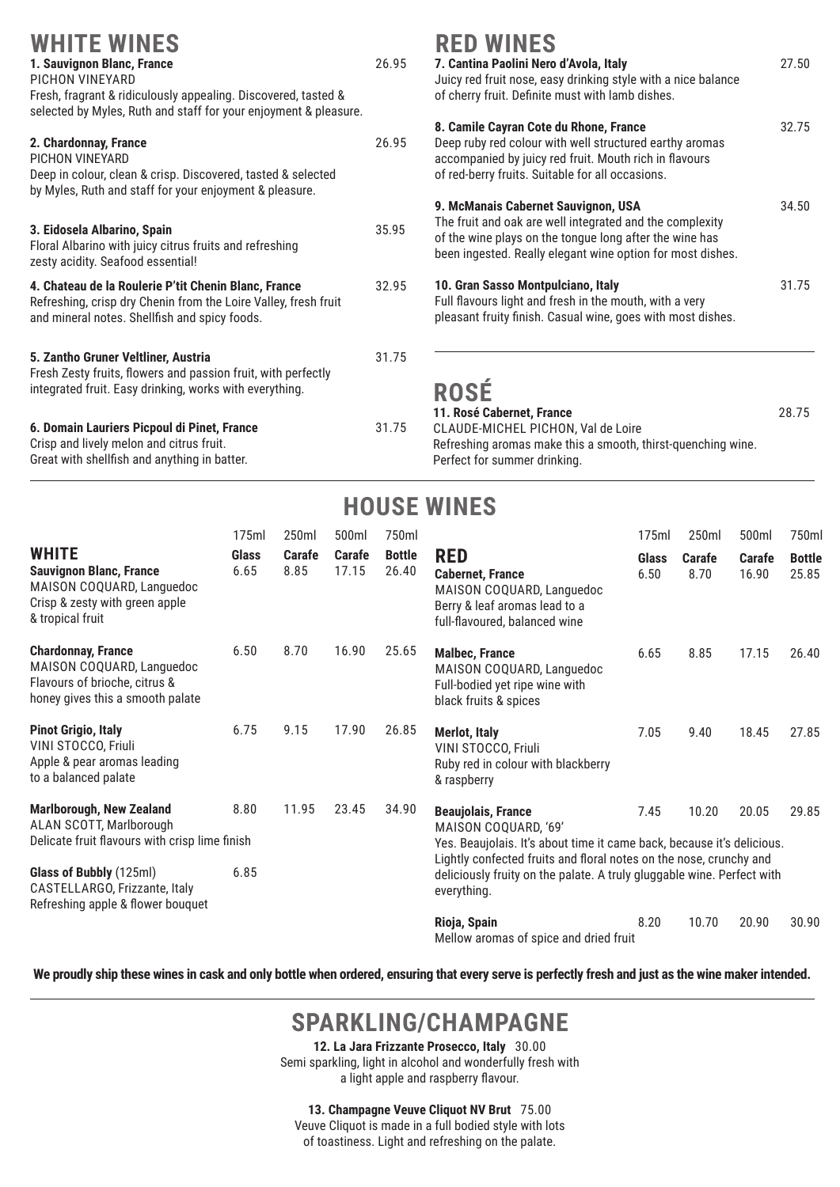# WHITE WINES

**1. Sauvignon Blanc, France** 26.95
PICHON VINEYARD
Fresh, fragrant & ridiculously appealing. Discovered, tasted & selected by Myles, Ruth and staff for your enjoyment & pleasure.

**2. Chardonnay, France** 26.95
PICHON VINEYARD
Deep in colour, clean & crisp. Discovered, tasted & selected by Myles, Ruth and staff for your enjoyment & pleasure.

**3. Eidosela Albarino, Spain** 35.95
Floral Albarino with juicy citrus fruits and refreshing zesty acidity. Seafood essential!

**4. Chateau de la Roulerie P'tit Chenin Blanc, France** 32.95
Refreshing, crisp dry Chenin from the Loire Valley, fresh fruit and mineral notes. Shellfish and spicy foods.

**5. Zantho Gruner Veltliner, Austria** 31.75
Fresh Zesty fruits, flowers and passion fruit, with perfectly integrated fruit. Easy drinking, works with everything.

**6. Domain Lauriers Picpoul di Pinet, France** 31.75
Crisp and lively melon and citrus fruit. Great with shellfish and anything in batter.

# RED WINES

**7. Cantina Paolini Nero d'Avola, Italy** 27.50
Juicy red fruit nose, easy drinking style with a nice balance of cherry fruit. Definite must with lamb dishes.

**8. Camile Cayran Cote du Rhone, France** 32.75
Deep ruby red colour with well structured earthy aromas accompanied by juicy red fruit. Mouth rich in flavours of red-berry fruits. Suitable for all occasions.

**9. McManais Cabernet Sauvignon, USA** 34.50
The fruit and oak are well integrated and the complexity of the wine plays on the tongue long after the wine has been ingested. Really elegant wine option for most dishes.

**10. Gran Sasso Montpulciano, Italy** 31.75
Full flavours light and fresh in the mouth, with a very pleasant fruity finish. Casual wine, goes with most dishes.

# ROSÉ

**11. Rosé Cabernet, France** 28.75
CLAUDE-MICHEL PICHON, Val de Loire
Refreshing aromas make this a smooth, thirst-quenching wine. Perfect for summer drinking.

# HOUSE WINES

| WHITE | 175ml Glass | 250ml Carafe | 500ml Carafe | 750ml Bottle |
|---|---|---|---|---|
| **Sauvignon Blanc, France** MAISON COQUARD, Languedoc. Crisp & zesty with green apple & tropical fruit | 6.65 | 8.85 | 17.15 | 26.40 |
| **Chardonnay, France** MAISON COQUARD, Languedoc. Flavours of brioche, citrus & honey gives this a smooth palate | 6.50 | 8.70 | 16.90 | 25.65 |
| **Pinot Grigio, Italy** VINI STOCCO, Friuli. Apple & pear aromas leading to a balanced palate | 6.75 | 9.15 | 17.90 | 26.85 |
| **Marlborough, New Zealand** ALAN SCOTT, Marlborough. Delicate fruit flavours with crisp lime finish | 8.80 | 11.95 | 23.45 | 34.90 |
| **Glass of Bubbly** (125ml) CASTELLARGO, Frizzante, Italy. Refreshing apple & flower bouquet | 6.85 | | | |

| RED | 175ml Glass | 250ml Carafe | 500ml Carafe | 750ml Bottle |
|---|---|---|---|---|
| **Cabernet, France** MAISON COQUARD, Languedoc. Berry & leaf aromas lead to a full-flavoured, balanced wine | 6.50 | 8.70 | 16.90 | 25.85 |
| **Malbec, France** MAISON COQUARD, Languedoc. Full-bodied yet ripe wine with black fruits & spices | 6.65 | 8.85 | 17.15 | 26.40 |
| **Merlot, Italy** VINI STOCCO, Friuli. Ruby red in colour with blackberry & raspberry | 7.05 | 9.40 | 18.45 | 27.85 |
| **Beaujolais, France** MAISON COQUARD, '69'. Yes. Beaujolais. It's about time it came back, because it's delicious. Lightly confected fruits and floral notes on the nose, crunchy and deliciously fruity on the palate. A truly gluggable wine. Perfect with everything. | 7.45 | 10.20 | 20.05 | 29.85 |
| **Rioja, Spain** Mellow aromas of spice and dried fruit | 8.20 | 10.70 | 20.90 | 30.90 |

**We proudly ship these wines in cask and only bottle when ordered, ensuring that every serve is perfectly fresh and just as the wine maker intended.**

# SPARKLING/CHAMPAGNE

**12. La Jara Frizzante Prosecco, Italy** 30.00
Semi sparkling, light in alcohol and wonderfully fresh with a light apple and raspberry flavour.

**13. Champagne Veuve Cliquot NV Brut** 75.00
Veuve Cliquot is made in a full bodied style with lots of toastiness. Light and refreshing on the palate.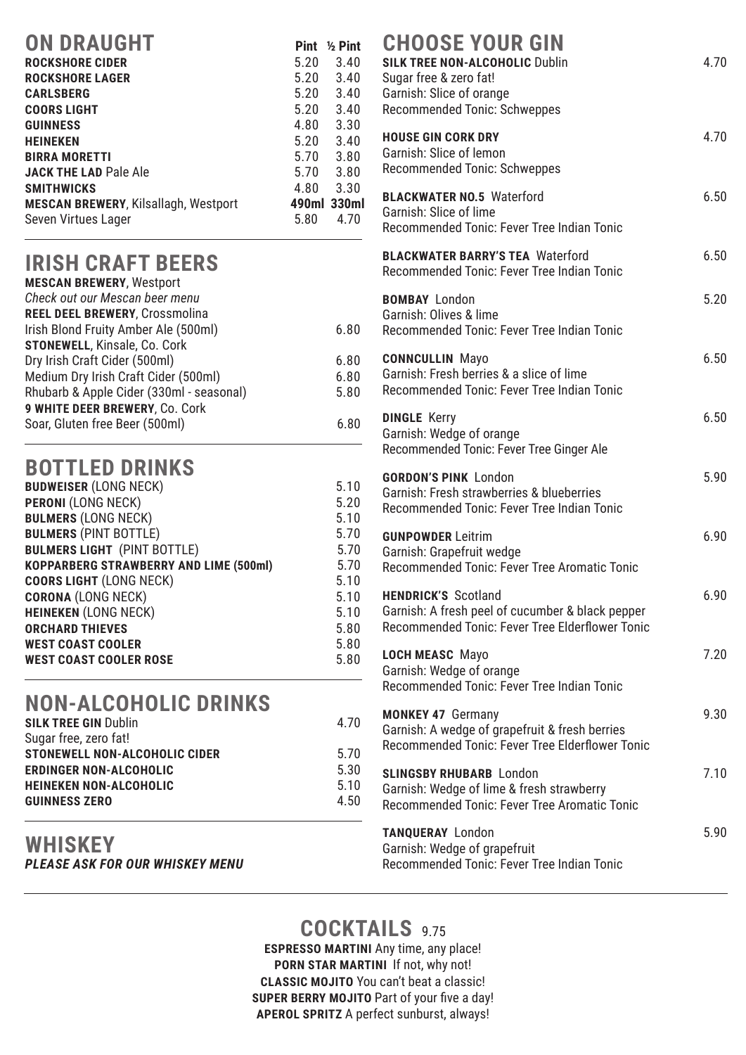## ON DRAUGHT

| | Pint | ½ Pint |
|---|---|---|
| **ROCKSHORE CIDER** | 5.20 | 3.40 |
| **ROCKSHORE LAGER** | 5.20 | 3.40 |
| **CARLSBERG** | 5.20 | 3.40 |
| **COORS LIGHT** | 5.20 | 3.40 |
| **GUINNESS** | 4.80 | 3.30 |
| **HEINEKEN** | 5.20 | 3.40 |
| **BIRRA MORETTI** | 5.70 | 3.80 |
| **JACK THE LAD** Pale Ale | 5.70 | 3.80 |
| **SMITHWICKS** | 4.80 | 3.30 |
| **MESCAN BREWERY**, Kilsallagh, Westport | **490ml** | **330ml** |
| Seven Virtues Lager | 5.80 | 4.70 |

## IRISH CRAFT BEERS

**MESCAN BREWERY**, Westport
*Check out our Mescan beer menu*

**REEL DEEL BREWERY**, Crossmolina
Irish Blond Fruity Amber Ale (500ml) 6.80

**STONEWELL**, Kinsale, Co. Cork
Dry Irish Craft Cider (500ml) 6.80
Medium Dry Irish Craft Cider (500ml) 6.80
Rhubarb & Apple Cider (330ml - seasonal) 5.80

**9 WHITE DEER BREWERY**, Co. Cork
Soar, Gluten free Beer (500ml) 6.80

## BOTTLED DRINKS

| | |
|---|---|
| **BUDWEISER** (LONG NECK) | 5.10 |
| **PERONI** (LONG NECK) | 5.20 |
| **BULMERS** (LONG NECK) | 5.10 |
| **BULMERS** (PINT BOTTLE) | 5.70 |
| **BULMERS LIGHT** (PINT BOTTLE) | 5.70 |
| **KOPPARBERG STRAWBERRY AND LIME (500ml)** | 5.70 |
| **COORS LIGHT** (LONG NECK) | 5.10 |
| **CORONA** (LONG NECK) | 5.10 |
| **HEINEKEN** (LONG NECK) | 5.10 |
| **ORCHARD THIEVES** | 5.80 |
| **WEST COAST COOLER** | 5.80 |
| **WEST COAST COOLER ROSE** | 5.80 |

## NON-ALCOHOLIC DRINKS

**SILK TREE GIN** Dublin 4.70
Sugar free, zero fat!

| | |
|---|---|
| **STONEWELL NON-ALCOHOLIC CIDER** | 5.70 |
| **ERDINGER NON-ALCOHOLIC** | 5.30 |
| **HEINEKEN NON-ALCOHOLIC** | 5.10 |
| **GUINNESS ZERO** | 4.50 |

## WHISKEY

***PLEASE ASK FOR OUR WHISKEY MENU***

## CHOOSE YOUR GIN

**SILK TREE NON-ALCOHOLIC** Dublin 4.70
Sugar free & zero fat!
Garnish: Slice of orange
Recommended Tonic: Schweppes

**HOUSE GIN CORK DRY** 4.70
Garnish: Slice of lemon
Recommended Tonic: Schweppes

**BLACKWATER NO.5** Waterford 6.50
Garnish: Slice of lime
Recommended Tonic: Fever Tree Indian Tonic

**BLACKWATER BARRY'S TEA** Waterford 6.50
Recommended Tonic: Fever Tree Indian Tonic

**BOMBAY** London 5.20
Garnish: Olives & lime
Recommended Tonic: Fever Tree Indian Tonic

**CONNCULLIN** Mayo 6.50
Garnish: Fresh berries & a slice of lime
Recommended Tonic: Fever Tree Indian Tonic

**DINGLE** Kerry 6.50
Garnish: Wedge of orange
Recommended Tonic: Fever Tree Ginger Ale

**GORDON'S PINK** London 5.90
Garnish: Fresh strawberries & blueberries
Recommended Tonic: Fever Tree Indian Tonic

**GUNPOWDER** Leitrim 6.90
Garnish: Grapefruit wedge
Recommended Tonic: Fever Tree Aromatic Tonic

**HENDRICK'S** Scotland 6.90
Garnish: A fresh peel of cucumber & black pepper
Recommended Tonic: Fever Tree Elderflower Tonic

**LOCH MEASC** Mayo 7.20
Garnish: Wedge of orange
Recommended Tonic: Fever Tree Indian Tonic

**MONKEY 47** Germany 9.30
Garnish: A wedge of grapefruit & fresh berries
Recommended Tonic: Fever Tree Elderflower Tonic

**SLINGSBY RHUBARB** London 7.10
Garnish: Wedge of lime & fresh strawberry
Recommended Tonic: Fever Tree Aromatic Tonic

**TANQUERAY** London 5.90
Garnish: Wedge of grapefruit
Recommended Tonic: Fever Tree Indian Tonic

## COCKTAILS 9.75

**ESPRESSO MARTINI** Any time, any place!
**PORN STAR MARTINI** If not, why not!
**CLASSIC MOJITO** You can't beat a classic!
**SUPER BERRY MOJITO** Part of your five a day!
**APEROL SPRITZ** A perfect sunburst, always!